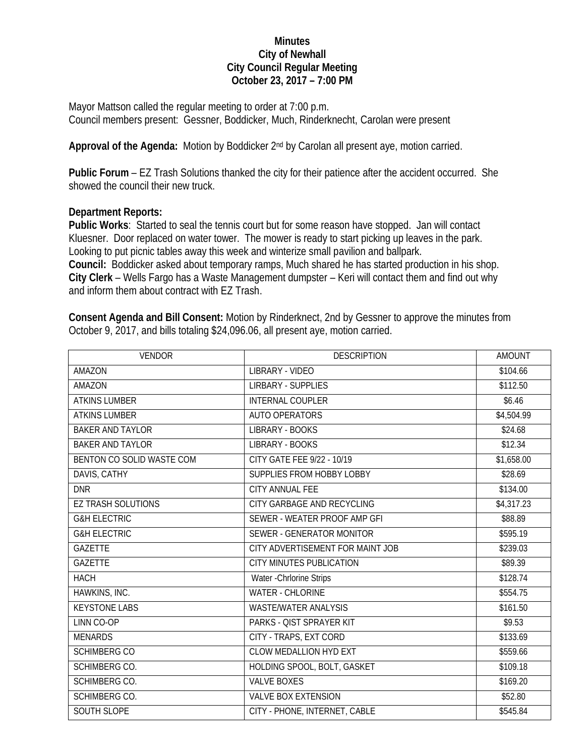**Minutes**
**City of Newhall**
**City Council Regular Meeting**
**October 23, 2017 – 7:00 PM**

Mayor Mattson called the regular meeting to order at 7:00 p.m.
Council members present: Gessner, Boddicker, Much, Rinderknecht, Carolan were present

**Approval of the Agenda:** Motion by Boddicker 2nd by Carolan all present aye, motion carried.

**Public Forum** – EZ Trash Solutions thanked the city for their patience after the accident occurred. She showed the council their new truck.

**Department Reports:**
**Public Works**: Started to seal the tennis court but for some reason have stopped. Jan will contact Kluesner. Door replaced on water tower. The mower is ready to start picking up leaves in the park. Looking to put picnic tables away this week and winterize small pavilion and ballpark.
**Council:** Boddicker asked about temporary ramps, Much shared he has started production in his shop.
**City Clerk** – Wells Fargo has a Waste Management dumpster – Keri will contact them and find out why and inform them about contract with EZ Trash.

**Consent Agenda and Bill Consent:** Motion by Rinderknect, 2nd by Gessner to approve the minutes from October 9, 2017, and bills totaling $24,096.06, all present aye, motion carried.

| VENDOR | DESCRIPTION | AMOUNT |
|---|---|---|
| AMAZON | LIBRARY - VIDEO | $104.66 |
| AMAZON | LIRBARY - SUPPLIES | $112.50 |
| ATKINS LUMBER | INTERNAL COUPLER | $6.46 |
| ATKINS LUMBER | AUTO OPERATORS | $4,504.99 |
| BAKER AND TAYLOR | LIBRARY - BOOKS | $24.68 |
| BAKER AND TAYLOR | LIBRARY - BOOKS | $12.34 |
| BENTON CO SOLID WASTE COM | CITY GATE FEE 9/22 - 10/19 | $1,658.00 |
| DAVIS, CATHY | SUPPLIES FROM HOBBY LOBBY | $28.69 |
| DNR | CITY ANNUAL FEE | $134.00 |
| EZ TRASH SOLUTIONS | CITY GARBAGE AND RECYCLING | $4,317.23 |
| G&H ELECTRIC | SEWER - WEATER PROOF AMP GFI | $88.89 |
| G&H ELECTRIC | SEWER - GENERATOR MONITOR | $595.19 |
| GAZETTE | CITY ADVERTISEMENT FOR MAINT JOB | $239.03 |
| GAZETTE | CITY MINUTES PUBLICATION | $89.39 |
| HACH | Water -Chrlorine Strips | $128.74 |
| HAWKINS, INC. | WATER - CHLORINE | $554.75 |
| KEYSTONE LABS | WASTE/WATER ANALYSIS | $161.50 |
| LINN CO-OP | PARKS - QIST SPRAYER KIT | $9.53 |
| MENARDS | CITY - TRAPS, EXT CORD | $133.69 |
| SCHIMBERG CO | CLOW MEDALLION HYD EXT | $559.66 |
| SCHIMBERG CO. | HOLDING SPOOL, BOLT, GASKET | $109.18 |
| SCHIMBERG CO. | VALVE BOXES | $169.20 |
| SCHIMBERG CO. | VALVE BOX EXTENSION | $52.80 |
| SOUTH SLOPE | CITY - PHONE, INTERNET, CABLE | $545.84 |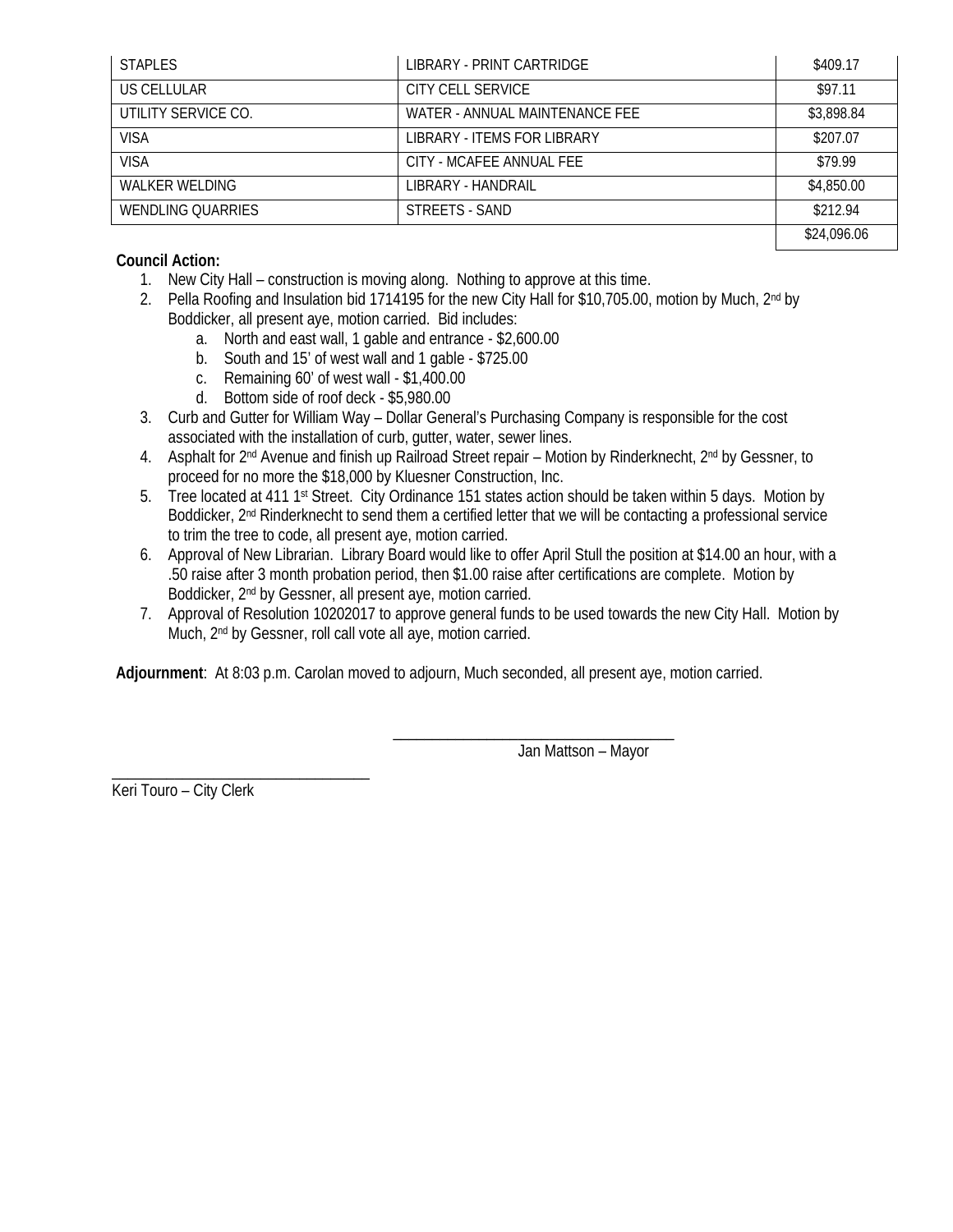| | | |
|---|---|---|
| STAPLES | LIBRARY - PRINT CARTRIDGE | $409.17 |
| US CELLULAR | CITY CELL SERVICE | $97.11 |
| UTILITY SERVICE CO. | WATER - ANNUAL MAINTENANCE FEE | $3,898.84 |
| VISA | LIBRARY - ITEMS FOR LIBRARY | $207.07 |
| VISA | CITY - MCAFEE ANNUAL FEE | $79.99 |
| WALKER WELDING | LIBRARY - HANDRAIL | $4,850.00 |
| WENDLING QUARRIES | STREETS - SAND | $212.94 |
| | | $24,096.06 |

**Council Action:**

1. New City Hall – construction is moving along. Nothing to approve at this time.
2. Pella Roofing and Insulation bid 1714195 for the new City Hall for $10,705.00, motion by Much, 2nd by Boddicker, all present aye, motion carried. Bid includes:
   a. North and east wall, 1 gable and entrance - $2,600.00
   b. South and 15' of west wall and 1 gable - $725.00
   c. Remaining 60' of west wall - $1,400.00
   d. Bottom side of roof deck - $5,980.00
3. Curb and Gutter for William Way – Dollar General's Purchasing Company is responsible for the cost associated with the installation of curb, gutter, water, sewer lines.
4. Asphalt for 2nd Avenue and finish up Railroad Street repair – Motion by Rinderknecht, 2nd by Gessner, to proceed for no more the $18,000 by Kluesner Construction, Inc.
5. Tree located at 411 1st Street. City Ordinance 151 states action should be taken within 5 days. Motion by Boddicker, 2nd Rinderknecht to send them a certified letter that we will be contacting a professional service to trim the tree to code, all present aye, motion carried.
6. Approval of New Librarian. Library Board would like to offer April Stull the position at $14.00 an hour, with a .50 raise after 3 month probation period, then $1.00 raise after certifications are complete. Motion by Boddicker, 2nd by Gessner, all present aye, motion carried.
7. Approval of Resolution 10202017 to approve general funds to be used towards the new City Hall. Motion by Much, 2nd by Gessner, roll call vote all aye, motion carried.

**Adjournment**: At 8:03 p.m. Carolan moved to adjourn, Much seconded, all present aye, motion carried.

\_\_\_\_\_\_\_\_\_\_\_\_\_\_\_\_\_\_\_\_\_\_\_\_\_\_\_\_\_\_\_\_\_\_\_
Jan Mattson – Mayor

\_\_\_\_\_\_\_\_\_\_\_\_\_\_\_\_\_\_\_\_\_\_\_\_\_\_\_\_\_\_\_\_\_\_\_
Keri Touro – City Clerk